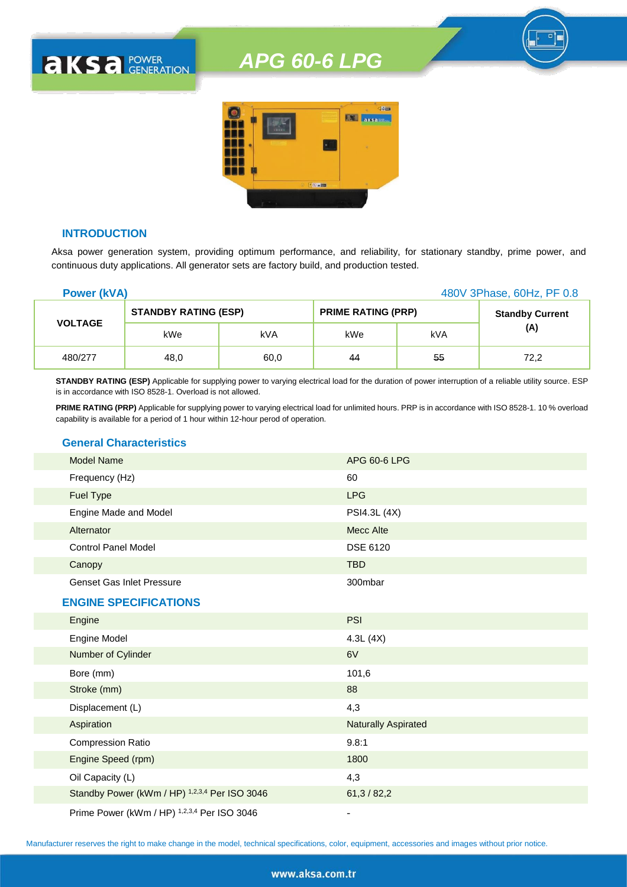# APG 60-6 LPG

## INTRODUCTION

Aksa power generation system, providing optimum performance, and reliability, for stationary standby, prime power, and continuous duty applications. All generator sets are factory build, and production tested.

**Power (kVA)** — 480V 3Phase, 60Hz, PF 0.8

| VOLTAGE | STANDBY RATING (ESP) | | PRIME RATING (PRP) | | Standby Current (A) |
|---|---|---|---|---|---|
| | kWe | kVA | kWe | kVA | |
| 480/277 | 48,0 | 60,0 | 44 | 55 | 72,2 |

**STANDBY RATING (ESP)** Applicable for supplying power to varying electrical load for the duration of power interruption of a reliable utility source. ESP is in accordance with ISO 8528-1. Overload is not allowed.

**PRIME RATING (PRP)** Applicable for supplying power to varying electrical load for unlimited hours. PRP is in accordance with ISO 8528-1. 10 % overload capability is available for a period of 1 hour within 12-hour perod of operation.

## General Characteristics

| | |
|---|---|
| Model Name | APG 60-6 LPG |
| Frequency (Hz) | 60 |
| Fuel Type | LPG |
| Engine Made and Model | PSI4.3L (4X) |
| Alternator | Mecc Alte |
| Control Panel Model | DSE 6120 |
| Canopy | TBD |
| Genset Gas Inlet Pressure | 300mbar |

## ENGINE SPECIFICATIONS

| | |
|---|---|
| Engine | PSI |
| Engine Model | 4.3L (4X) |
| Number of Cylinder | 6V |
| Bore (mm) | 101,6 |
| Stroke (mm) | 88 |
| Displacement (L) | 4,3 |
| Aspiration | Naturally Aspirated |
| Compression Ratio | 9.8:1 |
| Engine Speed (rpm) | 1800 |
| Oil Capacity (L) | 4,3 |
| Standby Power (kWm / HP) [1,2,3,4] Per ISO 3046 | 61,3 / 82,2 |
| Prime Power (kWm / HP) [1,2,3,4] Per ISO 3046 | - |

Manufacturer reserves the right to make change in the model, technical specifications, color, equipment, accessories and images without prior notice.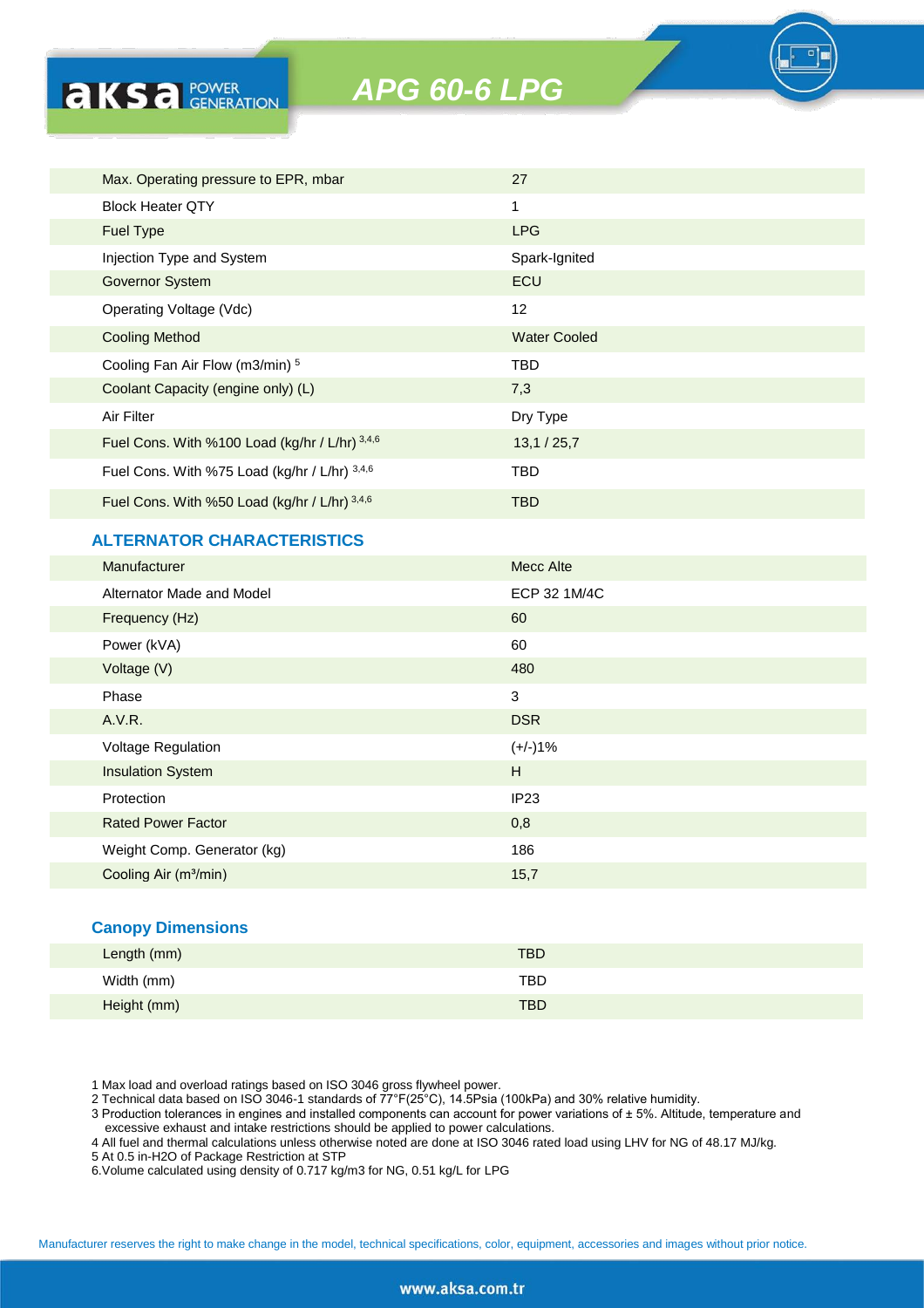# APG 60-6 LPG

| | |
|---|---|
| Max. Operating pressure to EPR, mbar | 27 |
| Block Heater QTY | 1 |
| Fuel Type | LPG |
| Injection Type and System | Spark-Ignited |
| Governor System | ECU |
| Operating Voltage (Vdc) | 12 |
| Cooling Method | Water Cooled |
| Cooling Fan Air Flow (m3/min) [5] | TBD |
| Coolant Capacity (engine only) (L) | 7,3 |
| Air Filter | Dry Type |
| Fuel Cons. With %100 Load (kg/hr / L/hr) [3,4,6] | 13,1 / 25,7 |
| Fuel Cons. With %75 Load (kg/hr / L/hr) [3,4,6] | TBD |
| Fuel Cons. With %50 Load (kg/hr / L/hr) [3,4,6] | TBD |

## ALTERNATOR CHARACTERISTICS

| | |
|---|---|
| Manufacturer | Mecc Alte |
| Alternator Made and Model | ECP 32 1M/4C |
| Frequency (Hz) | 60 |
| Power (kVA) | 60 |
| Voltage (V) | 480 |
| Phase | 3 |
| A.V.R. | DSR |
| Voltage Regulation | (+/-)1% |
| Insulation System | H |
| Protection | IP23 |
| Rated Power Factor | 0,8 |
| Weight Comp. Generator (kg) | 186 |
| Cooling Air (m³/min) | 15,7 |

## Canopy Dimensions

| | |
|---|---|
| Length (mm) | TBD |
| Width (mm) | TBD |
| Height (mm) | TBD |

1 Max load and overload ratings based on ISO 3046 gross flywheel power.
2 Technical data based on ISO 3046-1 standards of 77°F(25°C), 14.5Psia (100kPa) and 30% relative humidity.
3 Production tolerances in engines and installed components can account for power variations of ± 5%. Altitude, temperature and excessive exhaust and intake restrictions should be applied to power calculations.
4 All fuel and thermal calculations unless otherwise noted are done at ISO 3046 rated load using LHV for NG of 48.17 MJ/kg.
5 At 0.5 in-H2O of Package Restriction at STP
6.Volume calculated using density of 0.717 kg/m3 for NG, 0.51 kg/L for LPG

Manufacturer reserves the right to make change in the model, technical specifications, color, equipment, accessories and images without prior notice.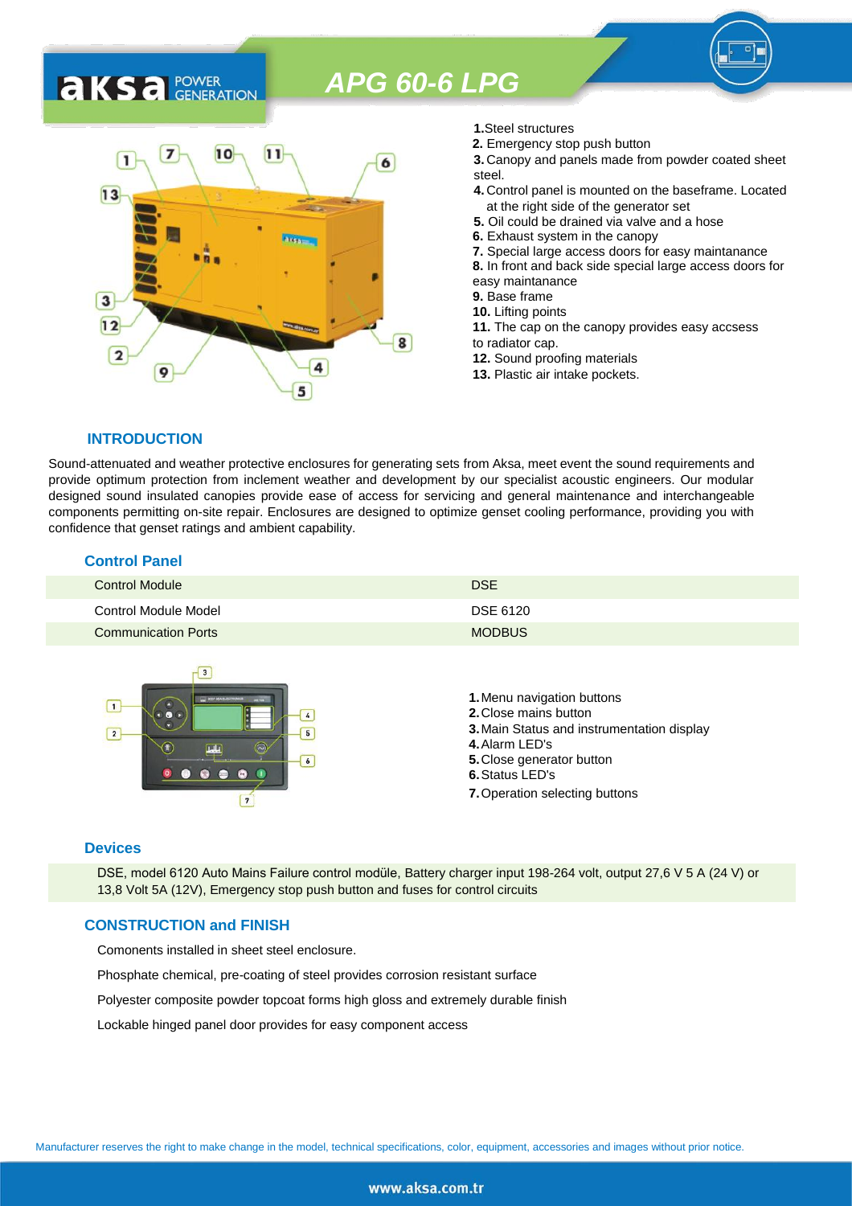# APG 60-6 LPG

1. Steel structures
2. Emergency stop push button
3. Canopy and panels made from powder coated sheet steel.
4. Control panel is mounted on the baseframe. Located at the right side of the generator set
5. Oil could be drained via valve and a hose
6. Exhaust system in the canopy
7. Special large access doors for easy maintanance
8. In front and back side special large access doors for easy maintanance
9. Base frame
10. Lifting points
11. The cap on the canopy provides easy accsess to radiator cap.
12. Sound proofing materials
13. Plastic air intake pockets.

## INTRODUCTION

Sound-attenuated and weather protective enclosures for generating sets from Aksa, meet event the sound requirements and provide optimum protection from inclement weather and development by our specialist acoustic engineers. Our modular designed sound insulated canopies provide ease of access for servicing and general maintenance and interchangeable components permitting on-site repair. Enclosures are designed to optimize genset cooling performance, providing you with confidence that genset ratings and ambient capability.

## Control Panel

| Control Module | DSE |
|---|---|
| Control Module Model | DSE 6120 |
| Communication Ports | MODBUS |

1. Menu navigation buttons
2. Close mains button
3. Main Status and instrumentation display
4. Alarm LED's
5. Close generator button
6. Status LED's
7. Operation selecting buttons

## Devices

DSE, model 6120 Auto Mains Failure control modüle, Battery charger input 198-264 volt, output 27,6 V 5 A (24 V) or 13,8 Volt 5A (12V), Emergency stop push button and fuses for control circuits

## CONSTRUCTION and FINISH

Comonents installed in sheet steel enclosure.

Phosphate chemical, pre-coating of steel provides corrosion resistant surface

Polyester composite powder topcoat forms high gloss and extremely durable finish

Lockable hinged panel door provides for easy component access

Manufacturer reserves the right to make change in the model, technical specifications, color, equipment, accessories and images without prior notice.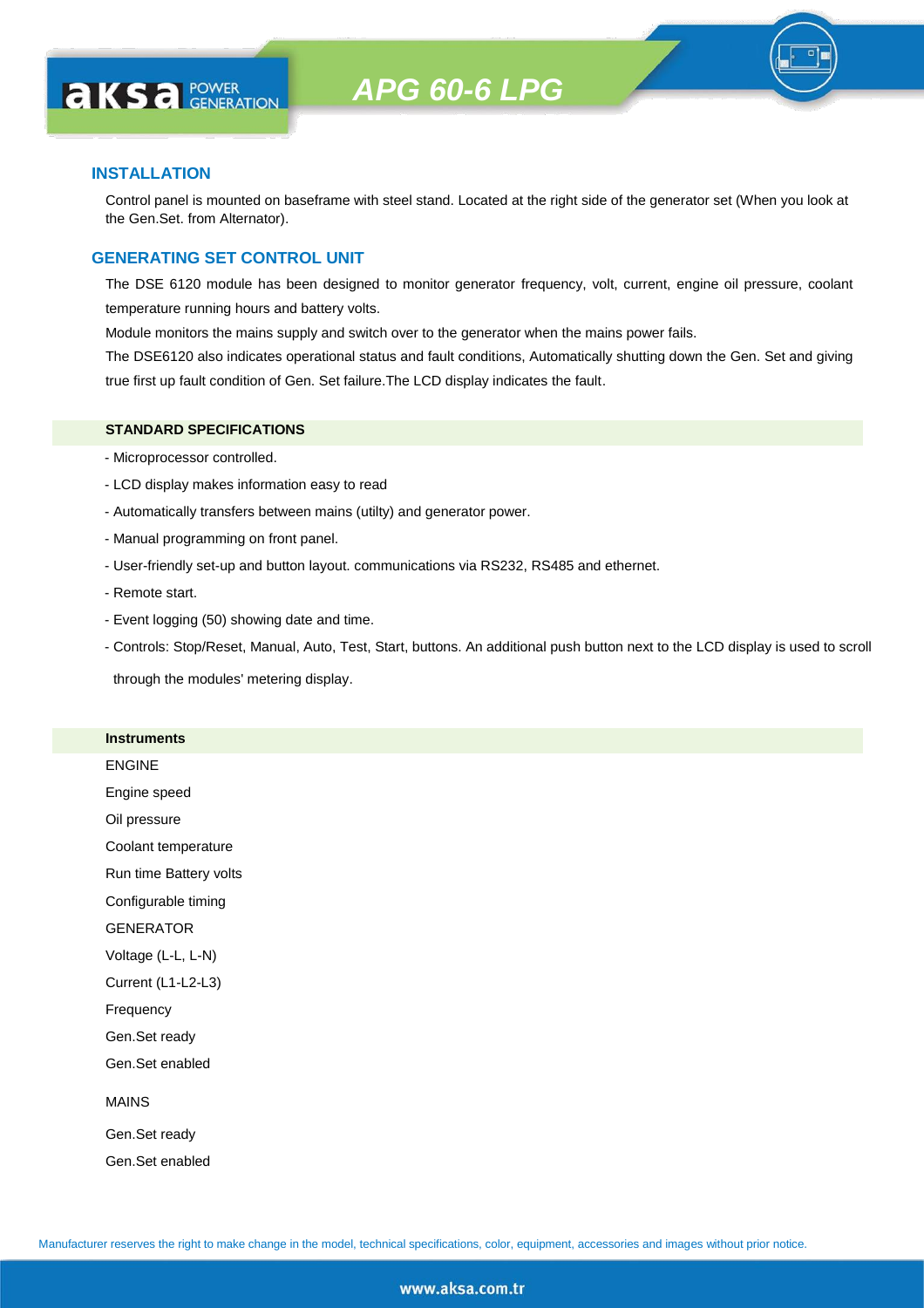# APG 60-6 LPG

## INSTALLATION

Control panel is mounted on baseframe with steel stand. Located at the right side of the generator set (When you look at the Gen.Set. from Alternator).

## GENERATING SET CONTROL UNIT

The DSE 6120 module has been designed to monitor generator frequency, volt, current, engine oil pressure, coolant temperature running hours and battery volts.

Module monitors the mains supply and switch over to the generator when the mains power fails.

The DSE6120 also indicates operational status and fault conditions, Automatically shutting down the Gen. Set and giving true first up fault condition of Gen. Set failure.The LCD display indicates the fault.

### STANDARD SPECIFICATIONS

- Microprocessor controlled.
- LCD display makes information easy to read
- Automatically transfers between mains (utilty) and generator power.
- Manual programming on front panel.
- User-friendly set-up and button layout. communications via RS232, RS485 and ethernet.
- Remote start.
- Event logging (50) showing date and time.
- Controls: Stop/Reset, Manual, Auto, Test, Start, buttons. An additional push button next to the LCD display is used to scroll through the modules' metering display.

### Instruments

ENGINE

Engine speed

Oil pressure

Coolant temperature

Run time Battery volts

Configurable timing

GENERATOR

Voltage (L-L, L-N)

Current (L1-L2-L3)

Frequency

Gen.Set ready

Gen.Set enabled

MAINS

Gen.Set ready

Gen.Set enabled

Manufacturer reserves the right to make change in the model, technical specifications, color, equipment, accessories and images without prior notice.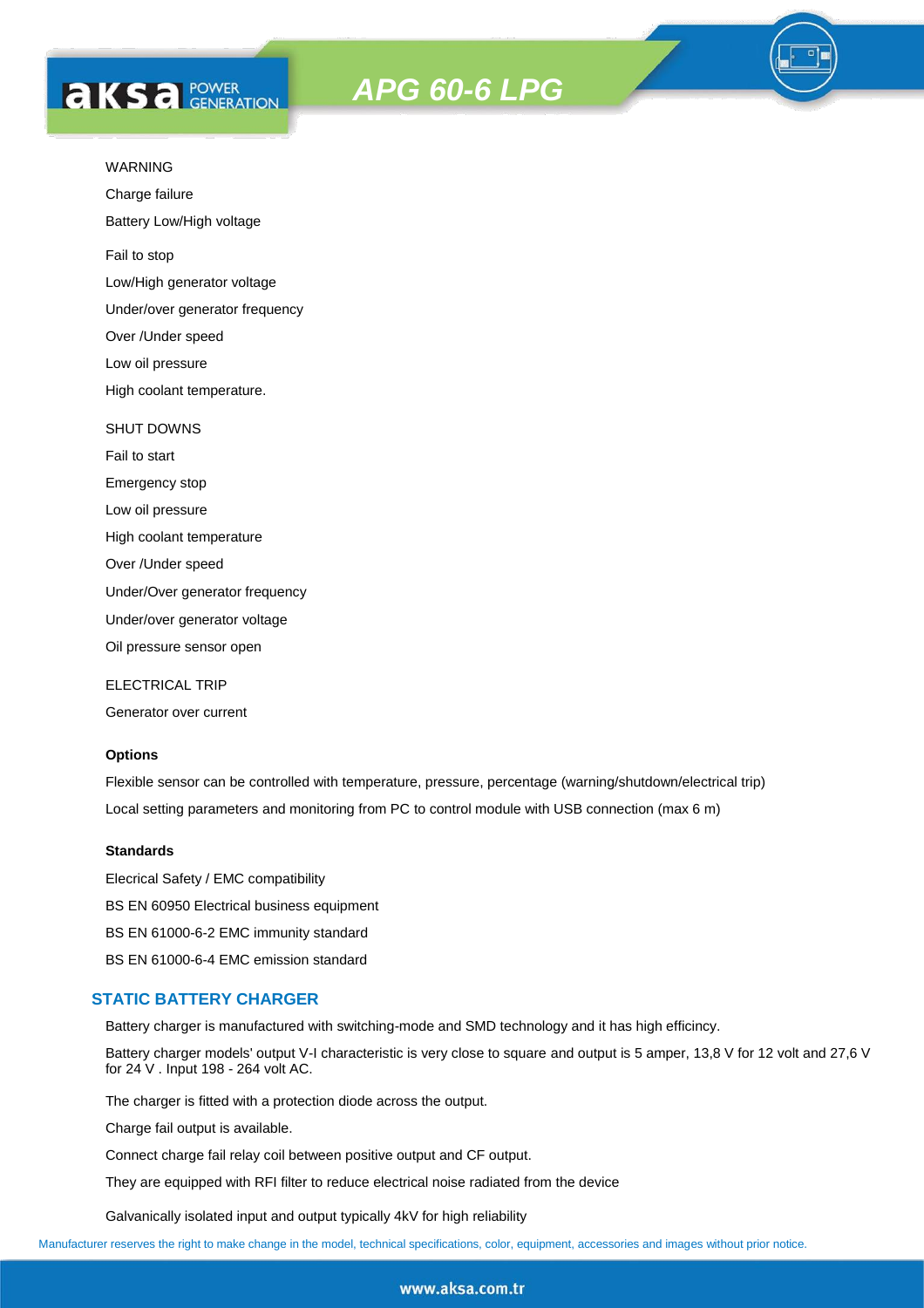WARNING

Charge failure

Battery Low/High voltage

Fail to stop

Low/High generator voltage

Under/over generator frequency

Over /Under speed

Low oil pressure

High coolant temperature.

SHUT DOWNS

Fail to start

Emergency stop

Low oil pressure

High coolant temperature

Over /Under speed

Under/Over generator frequency

Under/over generator voltage

Oil pressure sensor open

ELECTRICAL TRIP

Generator over current

**Options**

Flexible sensor can be controlled with temperature, pressure, percentage (warning/shutdown/electrical trip)

Local setting parameters and monitoring from PC to control module with USB connection (max 6 m)

**Standards**

Elecrical Safety / EMC compatibility

BS EN 60950 Electrical business equipment

BS EN 61000-6-2 EMC immunity standard

BS EN 61000-6-4 EMC emission standard

## STATIC BATTERY CHARGER

Battery charger is manufactured with switching-mode and SMD technology and it has high efficincy.

Battery charger models' output V-I characteristic is very close to square and output is 5 amper, 13,8 V for 12 volt and 27,6 V for 24 V . Input 198 - 264 volt AC.

The charger is fitted with a protection diode across the output.

Charge fail output is available.

Connect charge fail relay coil between positive output and CF output.

They are equipped with RFI filter to reduce electrical noise radiated from the device

Galvanically isolated input and output typically 4kV for high reliability

Manufacturer reserves the right to make change in the model, technical specifications, color, equipment, accessories and images without prior notice.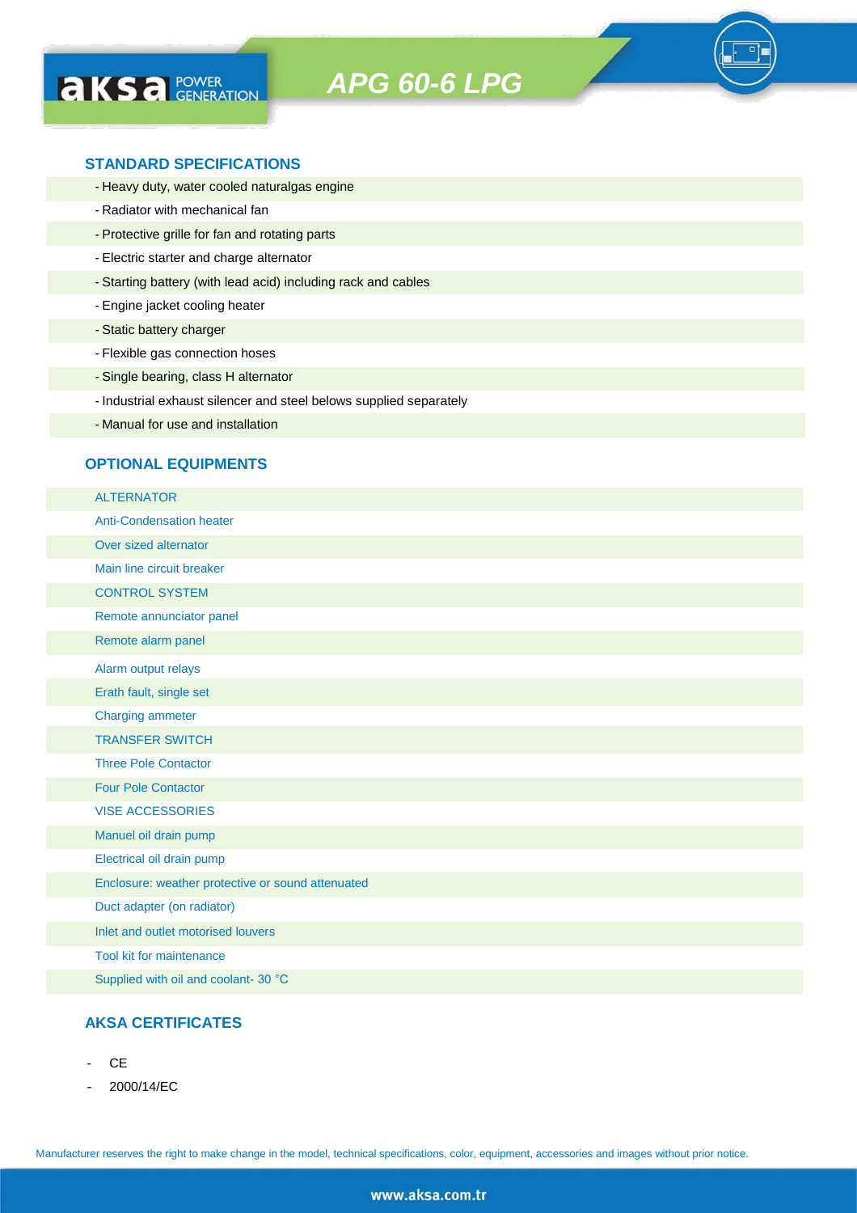# APG 60-6 LPG

## STANDARD SPECIFICATIONS

- Heavy duty, water cooled naturalgas engine
- Radiator with mechanical fan
- Protective grille for fan and rotating parts
- Electric starter and charge alternator
- Starting battery (with lead acid) including rack and cables
- Engine jacket cooling heater
- Static battery charger
- Flexible gas connection hoses
- Single bearing, class H alternator
- Industrial exhaust silencer and steel belows supplied separately
- Manual for use and installation

## OPTIONAL EQUIPMENTS

ALTERNATOR

Anti-Condensation heater

Over sized alternator

Main line circuit breaker

CONTROL SYSTEM

Remote annunciator panel

Remote alarm panel

Alarm output relays

Erath fault, single set

Charging ammeter

TRANSFER SWITCH

Three Pole Contactor

Four Pole Contactor

VISE ACCESSORIES

Manuel oil drain pump

Electrical oil drain pump

Enclosure: weather protective or sound attenuated

Duct adapter (on radiator)

Inlet and outlet motorised louvers

Tool kit for maintenance

Supplied with oil and coolant- 30 °C

## AKSA CERTIFICATES

- CE
- 2000/14/EC

Manufacturer reserves the right to make change in the model, technical specifications, color, equipment, accessories and images without prior notice.